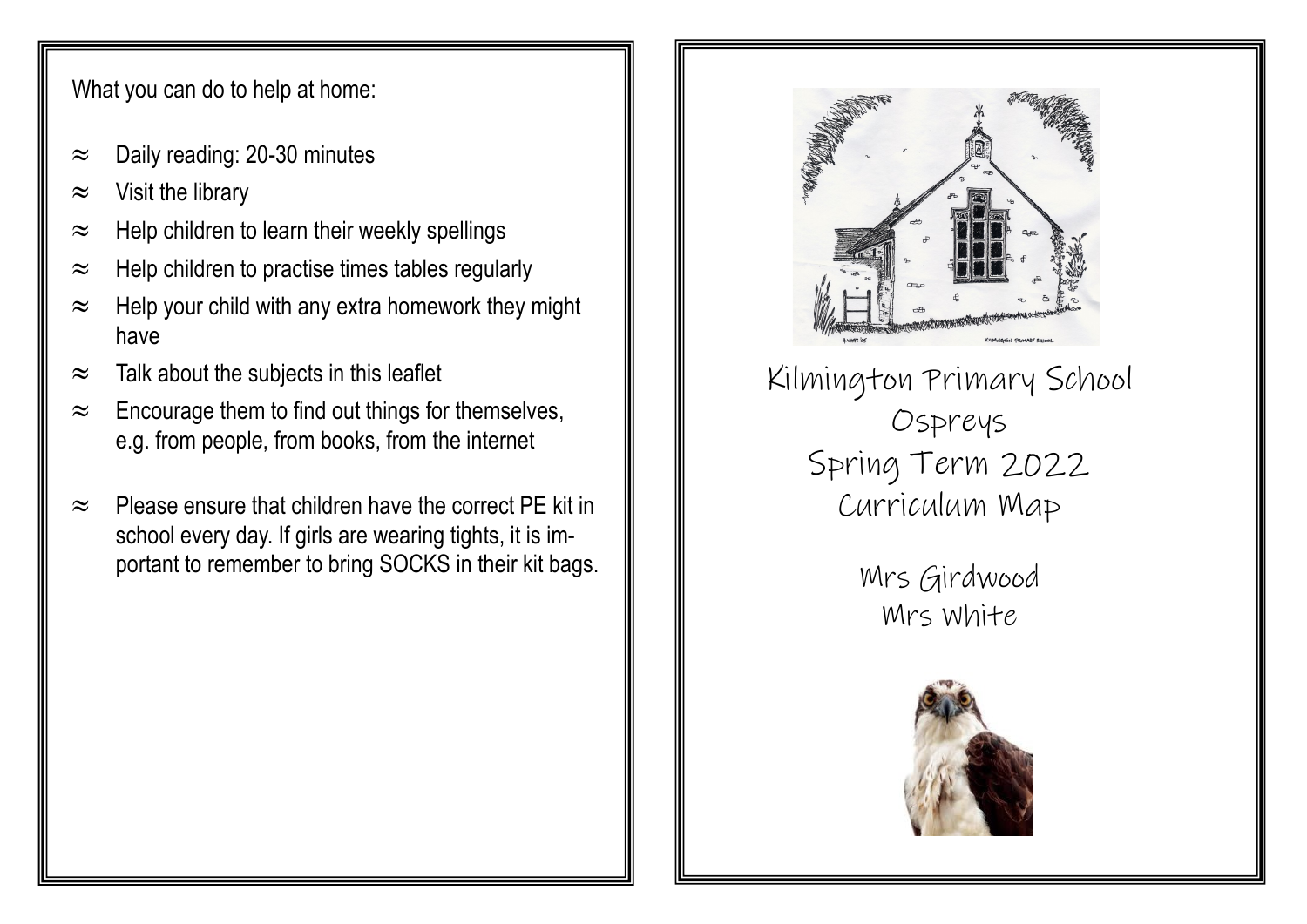What you can do to help at home:

- Daily reading: 20-30 minutes
- Visit the library
- Help children to learn their weekly spellings
- Help children to practise times tables regularly
- Help your child with any extra homework they might have
- Talk about the subjects in this leaflet
- Encourage them to find out things for themselves, e.g. from people, from books, from the internet
- Please ensure that children have the correct PE kit in school every day. If girls are wearing tights, it is important to remember to bring SOCKS in their kit bags.

# Kilmington Primary School
# Ospreys
# Spring Term 2022
# Curriculum Map

Mrs Girdwood
Mrs White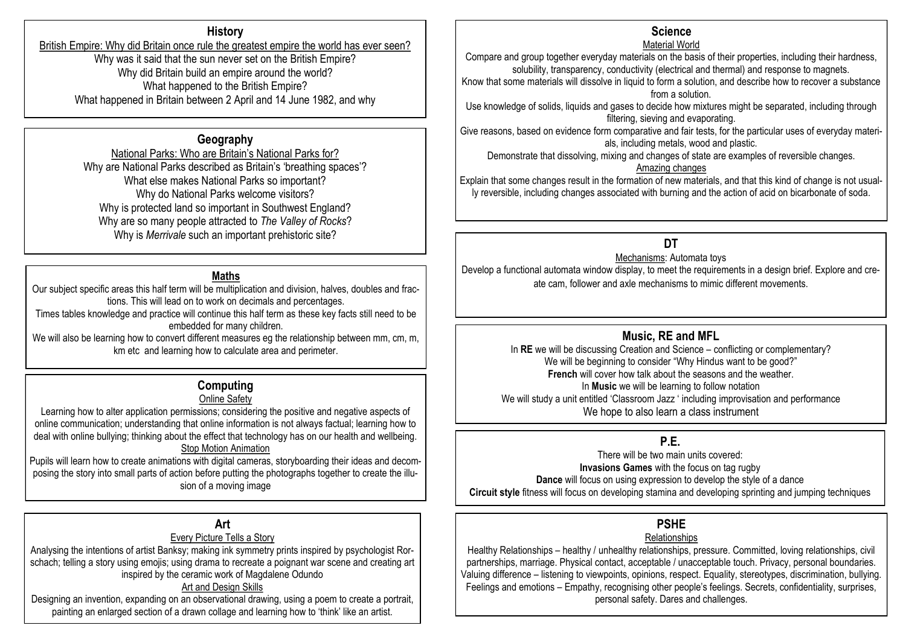## History

British Empire: Why did Britain once rule the greatest empire the world has ever seen?

Why was it said that the sun never set on the British Empire?

Why did Britain build an empire around the world?

What happened to the British Empire?

What happened in Britain between 2 April and 14 June 1982, and why

## Geography

National Parks: Who are Britain's National Parks for?

Why are National Parks described as Britain's 'breathing spaces'?

What else makes National Parks so important?

Why do National Parks welcome visitors?

Why is protected land so important in Southwest England?

Why are so many people attracted to *The Valley of Rocks*?

Why is *Merrivale* such an important prehistoric site?

## Maths

Our subject specific areas this half term will be multiplication and division, halves, doubles and fractions. This will lead on to work on decimals and percentages.

Times tables knowledge and practice will continue this half term as these key facts still need to be embedded for many children.

We will also be learning how to convert different measures eg the relationship between mm, cm, m, km etc and learning how to calculate area and perimeter.

## Computing

Online Safety

Learning how to alter application permissions; considering the positive and negative aspects of online communication; understanding that online information is not always factual; learning how to deal with online bullying; thinking about the effect that technology has on our health and wellbeing.

Stop Motion Animation

Pupils will learn how to create animations with digital cameras, storyboarding their ideas and decomposing the story into small parts of action before putting the photographs together to create the illusion of a moving image

## Art

Every Picture Tells a Story

Analysing the intentions of artist Banksy; making ink symmetry prints inspired by psychologist Rorschach; telling a story using emojis; using drama to recreate a poignant war scene and creating art inspired by the ceramic work of Magdalene Odundo

Art and Design Skills

Designing an invention, expanding on an observational drawing, using a poem to create a portrait, painting an enlarged section of a drawn collage and learning how to 'think' like an artist.

## Science

Material World

Compare and group together everyday materials on the basis of their properties, including their hardness, solubility, transparency, conductivity (electrical and thermal) and response to magnets.

Know that some materials will dissolve in liquid to form a solution, and describe how to recover a substance from a solution.

Use knowledge of solids, liquids and gases to decide how mixtures might be separated, including through filtering, sieving and evaporating.

Give reasons, based on evidence form comparative and fair tests, for the particular uses of everyday materials, including metals, wood and plastic.

Demonstrate that dissolving, mixing and changes of state are examples of reversible changes.

Amazing changes

Explain that some changes result in the formation of new materials, and that this kind of change is not usually reversible, including changes associated with burning and the action of acid on bicarbonate of soda.

## DT

Mechanisms: Automata toys

Develop a functional automata window display, to meet the requirements in a design brief. Explore and create cam, follower and axle mechanisms to mimic different movements.

## Music, RE and MFL

In **RE** we will be discussing Creation and Science – conflicting or complementary?

We will be beginning to consider "Why Hindus want to be good?"

**French** will cover how talk about the seasons and the weather.

In **Music** we will be learning to follow notation

We will study a unit entitled 'Classroom Jazz ' including improvisation and performance

We hope to also learn a class instrument

## P.E.

There will be two main units covered:

**Invasions Games** with the focus on tag rugby

**Dance** will focus on using expression to develop the style of a dance

**Circuit style** fitness will focus on developing stamina and developing sprinting and jumping techniques

## PSHE

Relationships

Healthy Relationships – healthy / unhealthy relationships, pressure. Committed, loving relationships, civil partnerships, marriage. Physical contact, acceptable / unacceptable touch. Privacy, personal boundaries. Valuing difference – listening to viewpoints, opinions, respect. Equality, stereotypes, discrimination, bullying. Feelings and emotions – Empathy, recognising other people's feelings. Secrets, confidentiality, surprises, personal safety. Dares and challenges.